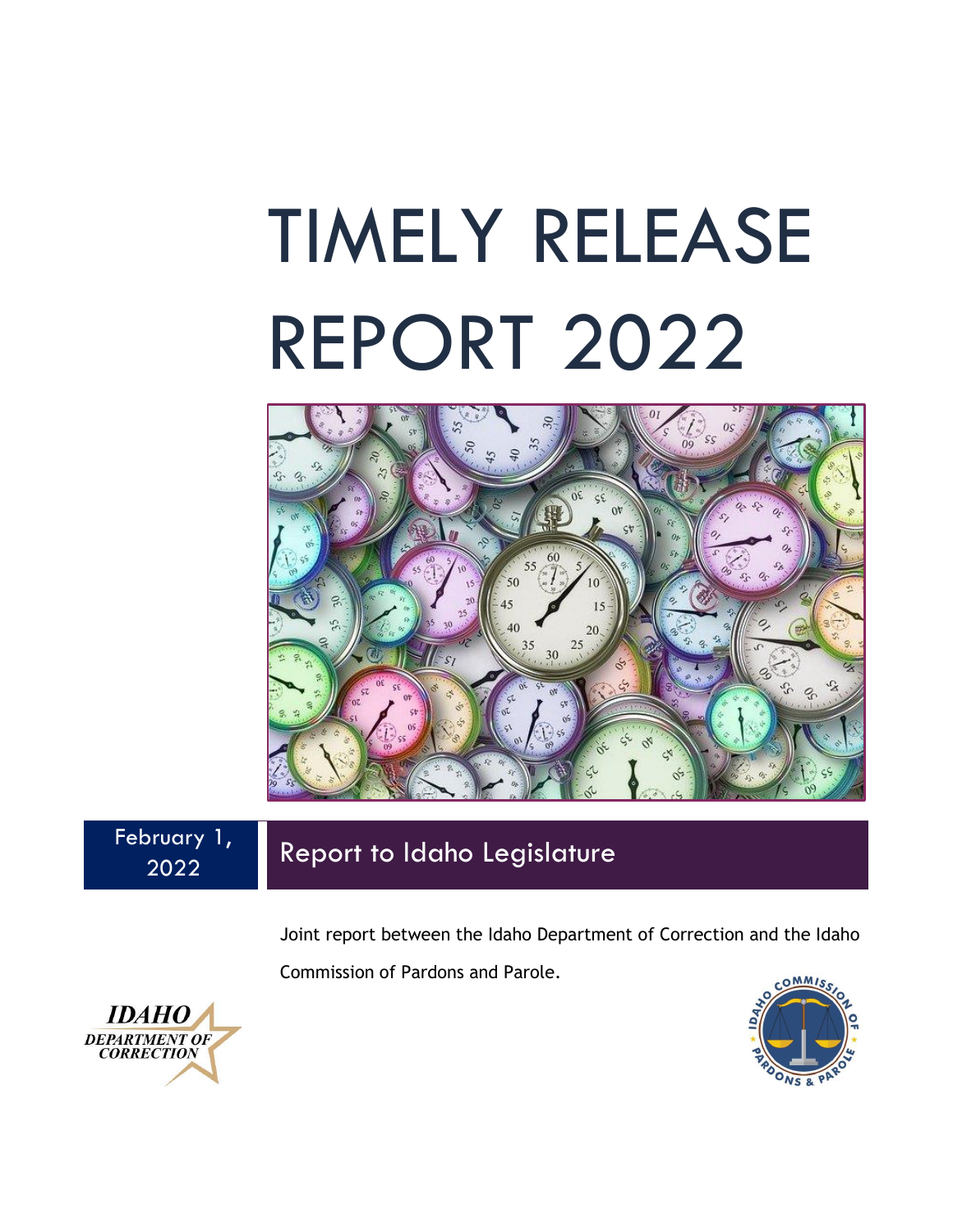# TIMELY RELEASE REPORT 2022

February 1, 2022

## Report to Idaho Legislature

Joint report between the Idaho Department of Correction and the Idaho Commission of Pardons and Parole.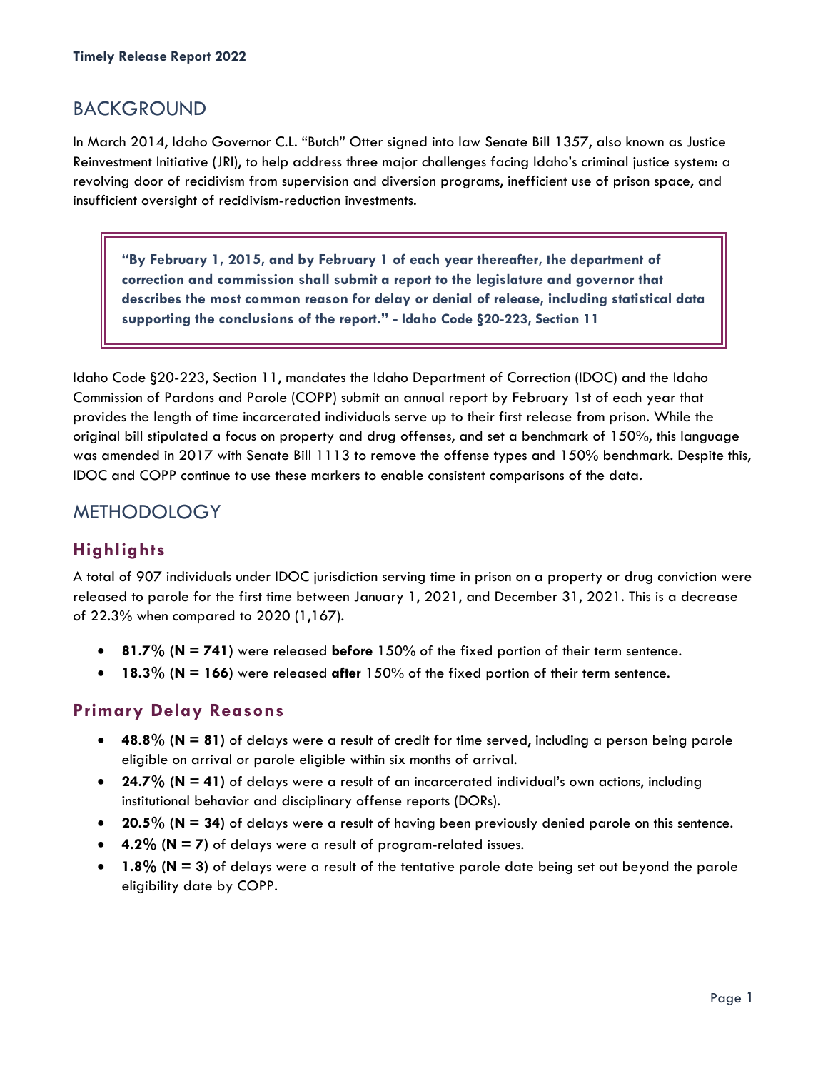## BACKGROUND

In March 2014, Idaho Governor C.L. "Butch" Otter signed into law Senate Bill 1357, also known as Justice Reinvestment Initiative (JRI), to help address three major challenges facing Idaho's criminal justice system: a revolving door of recidivism from supervision and diversion programs, inefficient use of prison space, and insufficient oversight of recidivism-reduction investments.

> **"By February 1, 2015, and by February 1 of each year thereafter, the department of correction and commission shall submit a report to the legislature and governor that describes the most common reason for delay or denial of release, including statistical data supporting the conclusions of the report." - Idaho Code §20-223, Section 11**

Idaho Code §20-223, Section 11, mandates the Idaho Department of Correction (IDOC) and the Idaho Commission of Pardons and Parole (COPP) submit an annual report by February 1st of each year that provides the length of time incarcerated individuals serve up to their first release from prison. While the original bill stipulated a focus on property and drug offenses, and set a benchmark of 150%, this language was amended in 2017 with Senate Bill 1113 to remove the offense types and 150% benchmark. Despite this, IDOC and COPP continue to use these markers to enable consistent comparisons of the data.

## METHODOLOGY

### Highlights

A total of 907 individuals under IDOC jurisdiction serving time in prison on a property or drug conviction were released to parole for the first time between January 1, 2021, and December 31, 2021. This is a decrease of 22.3% when compared to 2020 (1,167).

- **81.7% (N = 741)** were released **before** 150% of the fixed portion of their term sentence.
- **18.3% (N = 166)** were released **after** 150% of the fixed portion of their term sentence.

### Primary Delay Reasons

- **48.8% (N = 81)** of delays were a result of credit for time served, including a person being parole eligible on arrival or parole eligible within six months of arrival.
- **24.7% (N = 41)** of delays were a result of an incarcerated individual's own actions, including institutional behavior and disciplinary offense reports (DORs).
- **20.5% (N = 34)** of delays were a result of having been previously denied parole on this sentence.
- **4.2% (N = 7)** of delays were a result of program-related issues.
- **1.8% (N = 3)** of delays were a result of the tentative parole date being set out beyond the parole eligibility date by COPP.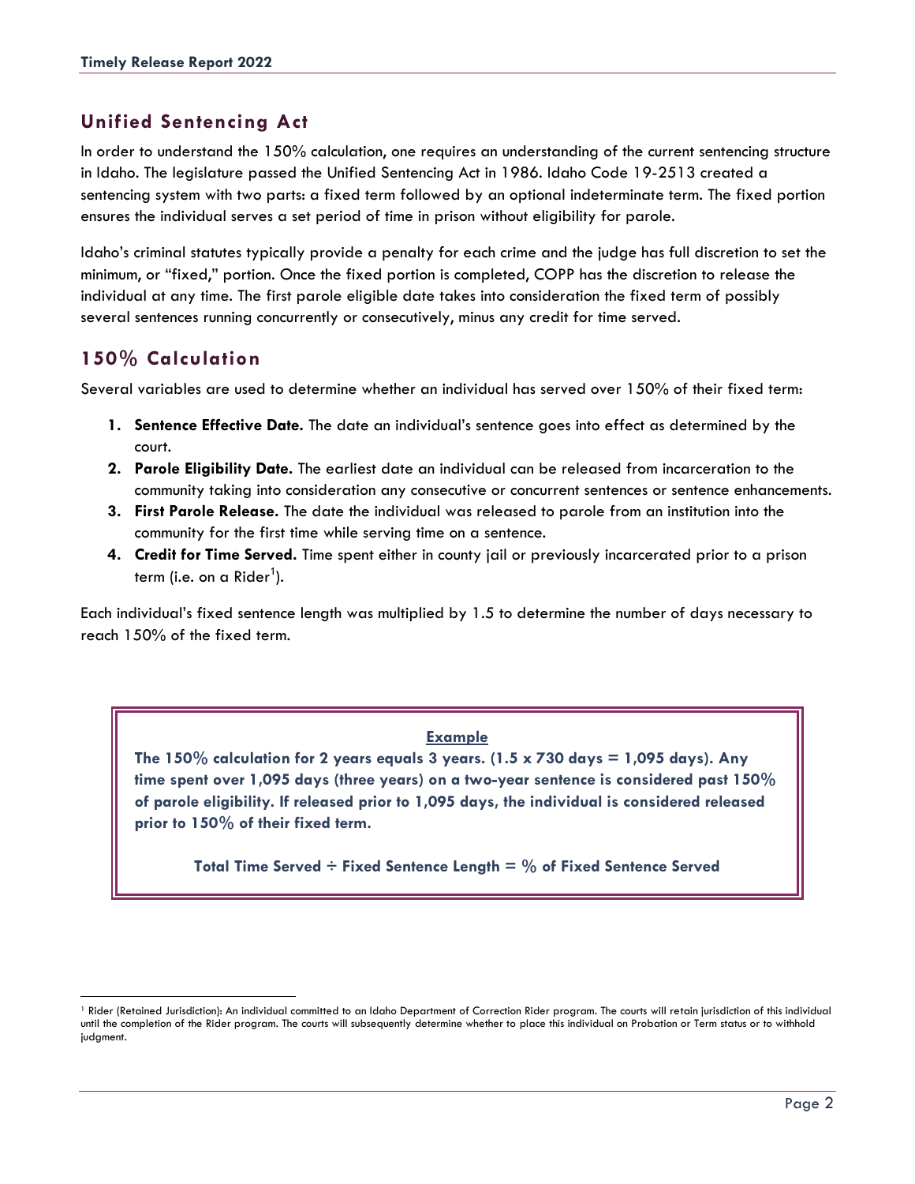## Unified Sentencing Act

In order to understand the 150% calculation, one requires an understanding of the current sentencing structure in Idaho. The legislature passed the Unified Sentencing Act in 1986. Idaho Code 19-2513 created a sentencing system with two parts: a fixed term followed by an optional indeterminate term. The fixed portion ensures the individual serves a set period of time in prison without eligibility for parole.

Idaho's criminal statutes typically provide a penalty for each crime and the judge has full discretion to set the minimum, or "fixed," portion. Once the fixed portion is completed, COPP has the discretion to release the individual at any time. The first parole eligible date takes into consideration the fixed term of possibly several sentences running concurrently or consecutively, minus any credit for time served.

## 150% Calculation

Several variables are used to determine whether an individual has served over 150% of their fixed term:

1. **Sentence Effective Date.** The date an individual's sentence goes into effect as determined by the court.
2. **Parole Eligibility Date.** The earliest date an individual can be released from incarceration to the community taking into consideration any consecutive or concurrent sentences or sentence enhancements.
3. **First Parole Release.** The date the individual was released to parole from an institution into the community for the first time while serving time on a sentence.
4. **Credit for Time Served.** Time spent either in county jail or previously incarcerated prior to a prison term (i.e. on a Rider[1]).

Each individual's fixed sentence length was multiplied by 1.5 to determine the number of days necessary to reach 150% of the fixed term.

**Example**

**The 150% calculation for 2 years equals 3 years. (1.5 x 730 days = 1,095 days). Any time spent over 1,095 days (three years) on a two-year sentence is considered past 150% of parole eligibility. If released prior to 1,095 days, the individual is considered released prior to 150% of their fixed term.**

**Total Time Served ÷ Fixed Sentence Length = % of Fixed Sentence Served**

[1] Rider (Retained Jurisdiction): An individual committed to an Idaho Department of Correction Rider program. The courts will retain jurisdiction of this individual until the completion of the Rider program. The courts will subsequently determine whether to place this individual on Probation or Term status or to withhold judgment.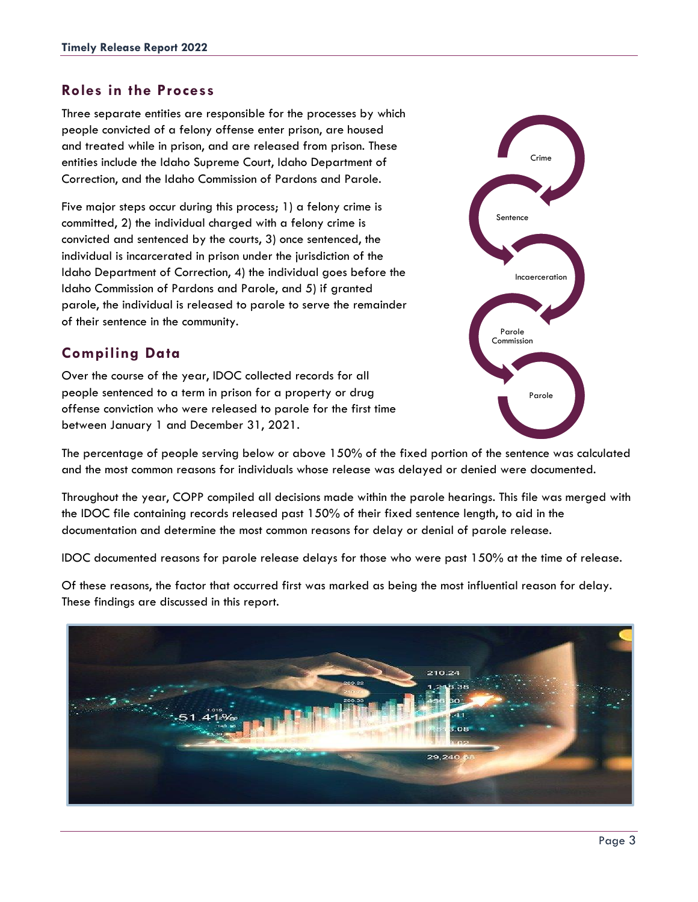## Roles in the Process

Three separate entities are responsible for the processes by which people convicted of a felony offense enter prison, are housed and treated while in prison, and are released from prison. These entities include the Idaho Supreme Court, Idaho Department of Correction, and the Idaho Commission of Pardons and Parole.

Five major steps occur during this process; 1) a felony crime is committed, 2) the individual charged with a felony crime is convicted and sentenced by the courts, 3) once sentenced, the individual is incarcerated in prison under the jurisdiction of the Idaho Department of Correction, 4) the individual goes before the Idaho Commission of Pardons and Parole, and 5) if granted parole, the individual is released to parole to serve the remainder of their sentence in the community.

Crime → Sentence → Incaerceration → Parole Commission → Parole

## Compiling Data

Over the course of the year, IDOC collected records for all people sentenced to a term in prison for a property or drug offense conviction who were released to parole for the first time between January 1 and December 31, 2021.

The percentage of people serving below or above 150% of the fixed portion of the sentence was calculated and the most common reasons for individuals whose release was delayed or denied were documented.

Throughout the year, COPP compiled all decisions made within the parole hearings. This file was merged with the IDOC file containing records released past 150% of their fixed sentence length, to aid in the documentation and determine the most common reasons for delay or denial of parole release.

IDOC documented reasons for parole release delays for those who were past 150% at the time of release.

Of these reasons, the factor that occurred first was marked as being the most influential reason for delay. These findings are discussed in this report.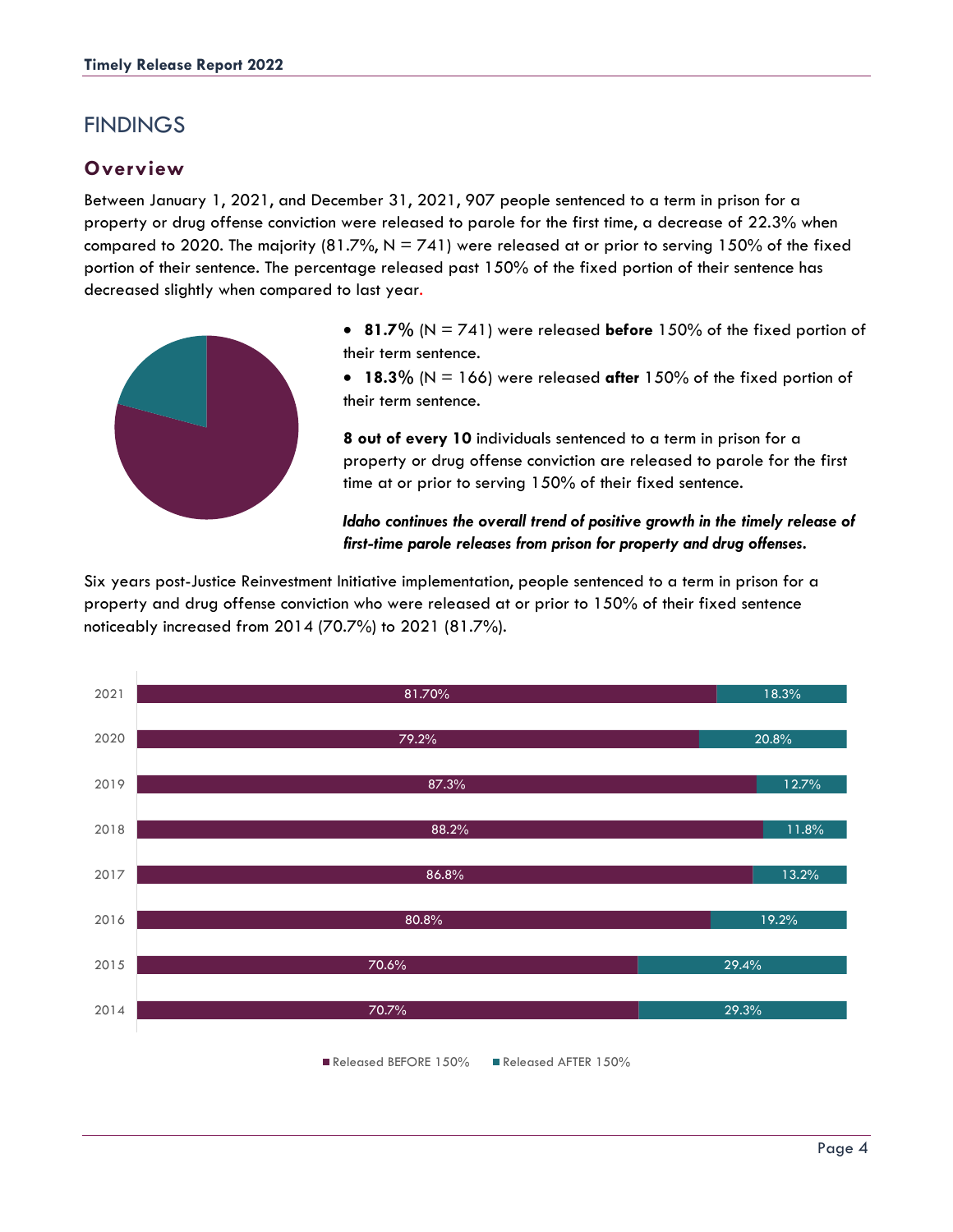# FINDINGS

## Overview

Between January 1, 2021, and December 31, 2021, 907 people sentenced to a term in prison for a property or drug offense conviction were released to parole for the first time, a decrease of 22.3% when compared to 2020. The majority (81.7%, N = 741) were released at or prior to serving 150% of the fixed portion of their sentence. The percentage released past 150% of the fixed portion of their sentence has decreased slightly when compared to last year.

- **81.7%** (N = 741) were released **before** 150% of the fixed portion of their term sentence.
- **18.3%** (N = 166) were released **after** 150% of the fixed portion of their term sentence.

**8 out of every 10** individuals sentenced to a term in prison for a property or drug offense conviction are released to parole for the first time at or prior to serving 150% of their fixed sentence.

***Idaho continues the overall trend of positive growth in the timely release of first-time parole releases from prison for property and drug offenses.***

Six years post-Justice Reinvestment Initiative implementation, people sentenced to a term in prison for a property and drug offense conviction who were released at or prior to 150% of their fixed sentence noticeably increased from 2014 (70.7%) to 2021 (81.7%).

| Year | Released BEFORE 150% | Released AFTER 150% |
| --- | --- | --- |
| 2021 | 81.70% | 18.3% |
| 2020 | 79.2% | 20.8% |
| 2019 | 87.3% | 12.7% |
| 2018 | 88.2% | 11.8% |
| 2017 | 86.8% | 13.2% |
| 2016 | 80.8% | 19.2% |
| 2015 | 70.6% | 29.4% |
| 2014 | 70.7% | 29.3% |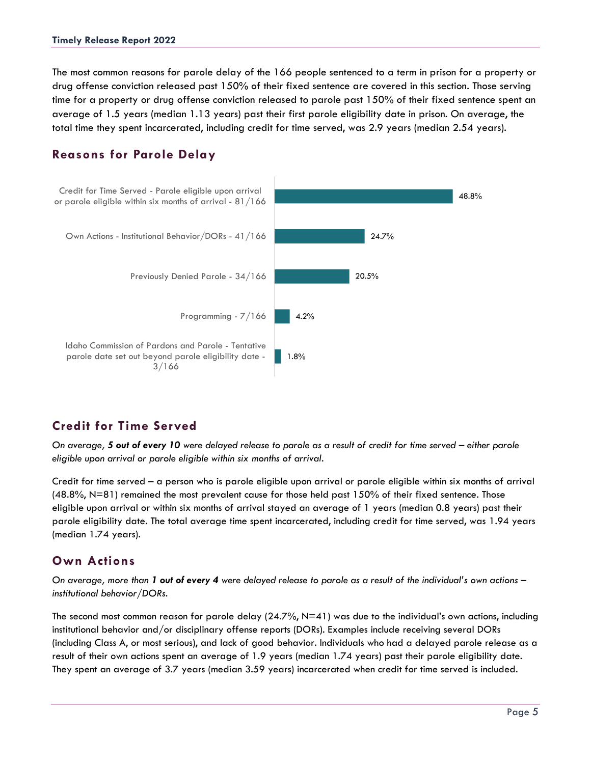The most common reasons for parole delay of the 166 people sentenced to a term in prison for a property or drug offense conviction released past 150% of their fixed sentence are covered in this section. Those serving time for a property or drug offense conviction released to parole past 150% of their fixed sentence spent an average of 1.5 years (median 1.13 years) past their first parole eligibility date in prison. On average, the total time they spent incarcerated, including credit for time served, was 2.9 years (median 2.54 years).

## Reasons for Parole Delay

| Reason | Percent |
|---|---|
| Credit for Time Served - Parole eligible upon arrival or parole eligible within six months of arrival - 81/166 | 48.8% |
| Own Actions - Institutional Behavior/DORs - 41/166 | 24.7% |
| Previously Denied Parole - 34/166 | 20.5% |
| Programming - 7/166 | 4.2% |
| Idaho Commission of Pardons and Parole - Tentative parole date set out beyond parole eligibility date - 3/166 | 1.8% |

## Credit for Time Served

*On average, **5 out of every 10** were delayed release to parole as a result of credit for time served – either parole eligible upon arrival or parole eligible within six months of arrival.*

Credit for time served – a person who is parole eligible upon arrival or parole eligible within six months of arrival (48.8%, N=81) remained the most prevalent cause for those held past 150% of their fixed sentence. Those eligible upon arrival or within six months of arrival stayed an average of 1 years (median 0.8 years) past their parole eligibility date. The total average time spent incarcerated, including credit for time served, was 1.94 years (median 1.74 years).

## Own Actions

*On average, more than **1 out of every 4** were delayed release to parole as a result of the individual's own actions – institutional behavior/DORs.*

The second most common reason for parole delay (24.7%, N=41) was due to the individual's own actions, including institutional behavior and/or disciplinary offense reports (DORs). Examples include receiving several DORs (including Class A, or most serious), and lack of good behavior. Individuals who had a delayed parole release as a result of their own actions spent an average of 1.9 years (median 1.74 years) past their parole eligibility date. They spent an average of 3.7 years (median 3.59 years) incarcerated when credit for time served is included.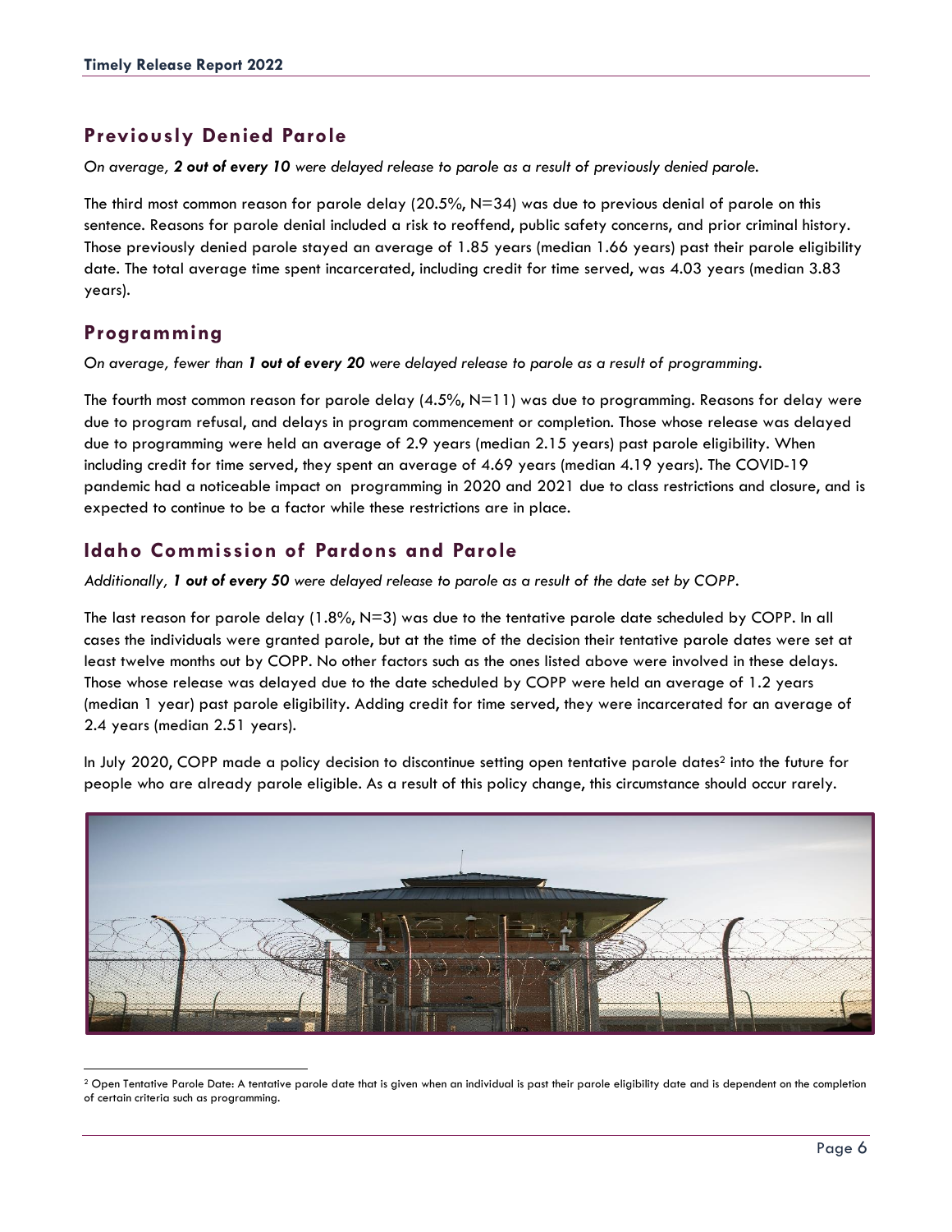## Previously Denied Parole

*On average, **2 out of every 10** were delayed release to parole as a result of previously denied parole.*

The third most common reason for parole delay (20.5%, N=34) was due to previous denial of parole on this sentence. Reasons for parole denial included a risk to reoffend, public safety concerns, and prior criminal history. Those previously denied parole stayed an average of 1.85 years (median 1.66 years) past their parole eligibility date. The total average time spent incarcerated, including credit for time served, was 4.03 years (median 3.83 years).

## Programming

*On average, fewer than **1 out of every 20** were delayed release to parole as a result of programming.*

The fourth most common reason for parole delay (4.5%, N=11) was due to programming. Reasons for delay were due to program refusal, and delays in program commencement or completion. Those whose release was delayed due to programming were held an average of 2.9 years (median 2.15 years) past parole eligibility. When including credit for time served, they spent an average of 4.69 years (median 4.19 years). The COVID-19 pandemic had a noticeable impact on programming in 2020 and 2021 due to class restrictions and closure, and is expected to continue to be a factor while these restrictions are in place.

## Idaho Commission of Pardons and Parole

*Additionally, **1 out of every 50** were delayed release to parole as a result of the date set by COPP.*

The last reason for parole delay (1.8%, N=3) was due to the tentative parole date scheduled by COPP. In all cases the individuals were granted parole, but at the time of the decision their tentative parole dates were set at least twelve months out by COPP. No other factors such as the ones listed above were involved in these delays. Those whose release was delayed due to the date scheduled by COPP were held an average of 1.2 years (median 1 year) past parole eligibility. Adding credit for time served, they were incarcerated for an average of 2.4 years (median 2.51 years).

In July 2020, COPP made a policy decision to discontinue setting open tentative parole dates[2] into the future for people who are already parole eligible. As a result of this policy change, this circumstance should occur rarely.

[2] Open Tentative Parole Date: A tentative parole date that is given when an individual is past their parole eligibility date and is dependent on the completion of certain criteria such as programming.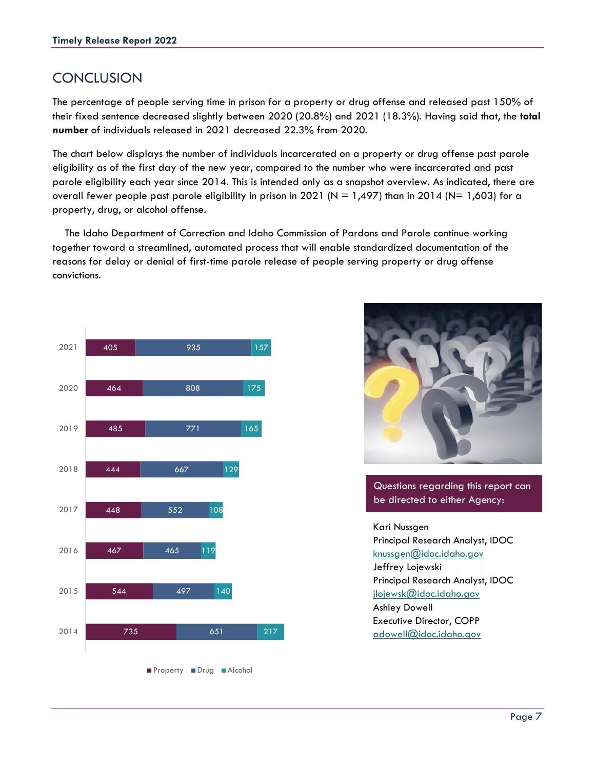# CONCLUSION

The percentage of people serving time in prison for a property or drug offense and released past 150% of their fixed sentence decreased slightly between 2020 (20.8%) and 2021 (18.3%). Having said that, the **total number** of individuals released in 2021 decreased 22.3% from 2020.

The chart below displays the number of individuals incarcerated on a property or drug offense past parole eligibility as of the first day of the new year, compared to the number who were incarcerated and past parole eligibility each year since 2014. This is intended only as a snapshot overview. As indicated, there are overall fewer people past parole eligibility in prison in 2021 (N = 1,497) than in 2014 (N= 1,603) for a property, drug, or alcohol offense.

The Idaho Department of Correction and Idaho Commission of Pardons and Parole continue working together toward a streamlined, automated process that will enable standardized documentation of the reasons for delay or denial of first-time parole release of people serving property or drug offense convictions.

2021: 405, 935, 157
2020: 464, 808, 175
2019: 485, 771, 165
2018: 444, 667, 129
2017: 448, 552, 108
2016: 467, 465, 119
2015: 544, 497, 140
2014: 735, 651, 217

Property ■ Drug ■ Alcohol

Questions regarding this report can be directed to either Agency:

Kari Nussgen
Principal Research Analyst, IDOC
knussgen@idoc.idaho.gov
Jeffrey Lojewski
Principal Research Analyst, IDOC
jlojewsk@idoc.idaho.gov
Ashley Dowell
Executive Director, COPP
adowell@idoc.idaho.gov